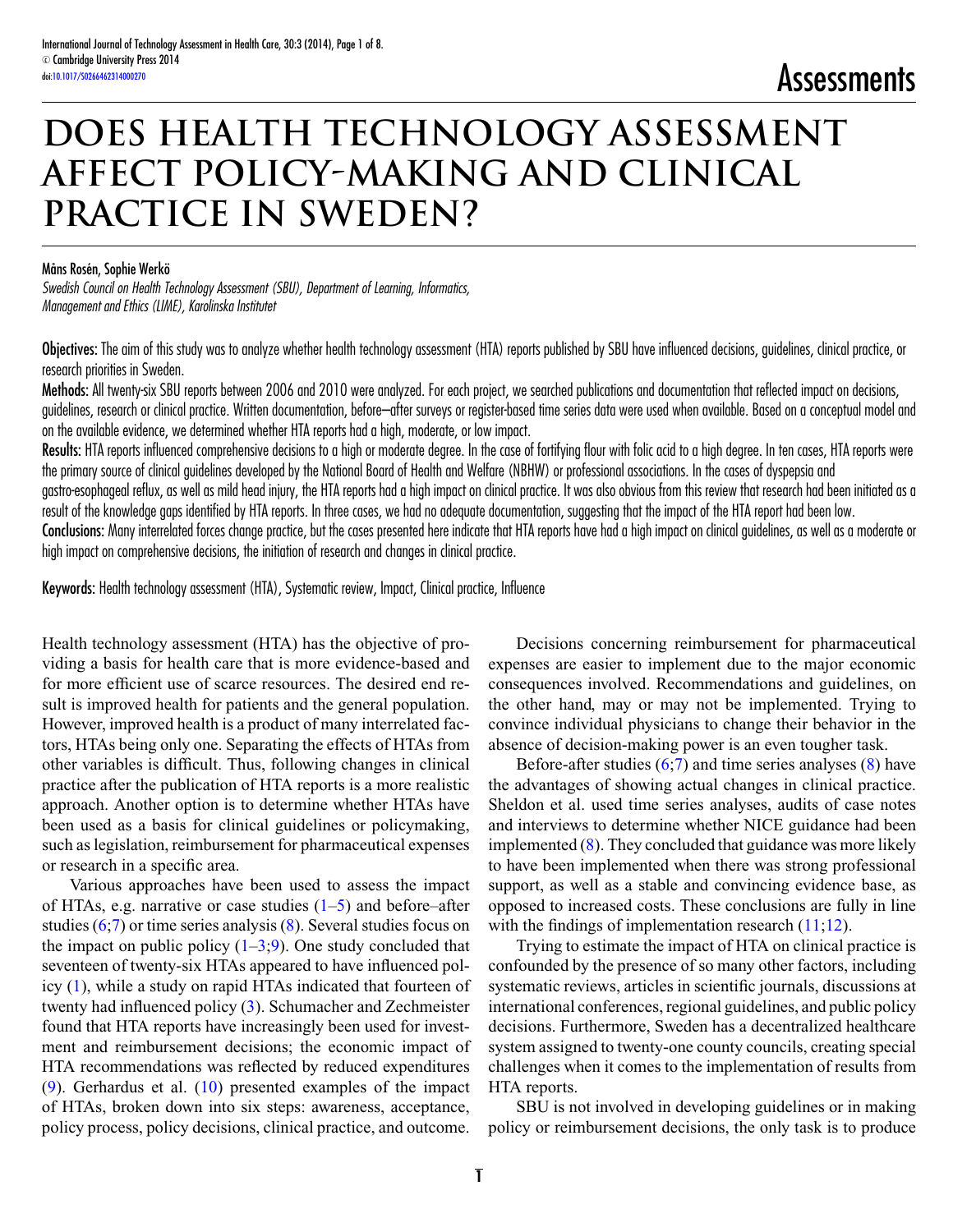Assessments

# DOES HEALTH TECHNOLOGY ASSESSMENT AFFECT POLICY-MAKING AND CLINICAL PRACTICE IN SWEDEN?

Måns Rosén, Sophie Werkö

*Swedish Council on Health Technology Assessment (SBU), Department of Learning, Informatics, Management and Ethics (LIME), Karolinska Institutet*

**Objectives:** The aim of this study was to analyze whether health technology assessment (HTA) reports published by SBU have influenced decisions, guidelines, clinical practice, or research priorities in Sweden.

**Methods:** All twenty-six SBU reports between 2006 and 2010 were analyzed. For each project, we searched publications and documentation that reflected impact on decisions, guidelines, research or clinical practice. Written documentation, before–after surveys or register-based time series data were used when available. Based on a conceptual model and on the available evidence, we determined whether HTA reports had a high, moderate, or low impact.

**Results:** HTA reports influenced comprehensive decisions to a high or moderate degree. In the case of fortifying flour with folic acid to a high degree. In ten cases, HTA reports were the primary source of clinical guidelines developed by the National Board of Health and Welfare (NBHW) or professional associations. In the cases of dyspepsia and gastro-esophageal reflux, as well as mild head injury, the HTA reports had a high impact on clinical practice. It was also obvious from this review that research had been initiated as a result of the knowledge gaps identified by HTA reports. In three cases, we had no adequate documentation, suggesting that the impact of the HTA report had been low.

**Conclusions:** Many interrelated forces change practice, but the cases presented here indicate that HTA reports have had a high impact on clinical guidelines, as well as a moderate or high impact on comprehensive decisions, the initiation of research and changes in clinical practice.

**Keywords:** Health technology assessment (HTA), Systematic review, Impact, Clinical practice, Influence

Health technology assessment (HTA) has the objective of providing a basis for health care that is more evidence-based and for more efficient use of scarce resources. The desired end result is improved health for patients and the general population. However, improved health is a product of many interrelated factors, HTAs being only one. Separating the effects of HTAs from other variables is difficult. Thus, following changes in clinical practice after the publication of HTA reports is a more realistic approach. Another option is to determine whether HTAs have been used as a basis for clinical guidelines or policymaking, such as legislation, reimbursement for pharmaceutical expenses or research in a specific area.

Various approaches have been used to assess the impact of HTAs, e.g. narrative or case studies (1–5) and before–after studies (6;7) or time series analysis (8). Several studies focus on the impact on public policy (1–3;9). One study concluded that seventeen of twenty-six HTAs appeared to have influenced policy (1), while a study on rapid HTAs indicated that fourteen of twenty had influenced policy (3). Schumacher and Zechmeister found that HTA reports have increasingly been used for investment and reimbursement decisions; the economic impact of HTA recommendations was reflected by reduced expenditures (9). Gerhardus et al. (10) presented examples of the impact of HTAs, broken down into six steps: awareness, acceptance, policy process, policy decisions, clinical practice, and outcome.

Decisions concerning reimbursement for pharmaceutical expenses are easier to implement due to the major economic consequences involved. Recommendations and guidelines, on the other hand, may or may not be implemented. Trying to convince individual physicians to change their behavior in the absence of decision-making power is an even tougher task.

Before-after studies (6;7) and time series analyses (8) have the advantages of showing actual changes in clinical practice. Sheldon et al. used time series analyses, audits of case notes and interviews to determine whether NICE guidance had been implemented (8). They concluded that guidance was more likely to have been implemented when there was strong professional support, as well as a stable and convincing evidence base, as opposed to increased costs. These conclusions are fully in line with the findings of implementation research (11;12).

Trying to estimate the impact of HTA on clinical practice is confounded by the presence of so many other factors, including systematic reviews, articles in scientific journals, discussions at international conferences, regional guidelines, and public policy decisions. Furthermore, Sweden has a decentralized healthcare system assigned to twenty-one county councils, creating special challenges when it comes to the implementation of results from HTA reports.

SBU is not involved in developing guidelines or in making policy or reimbursement decisions, the only task is to produce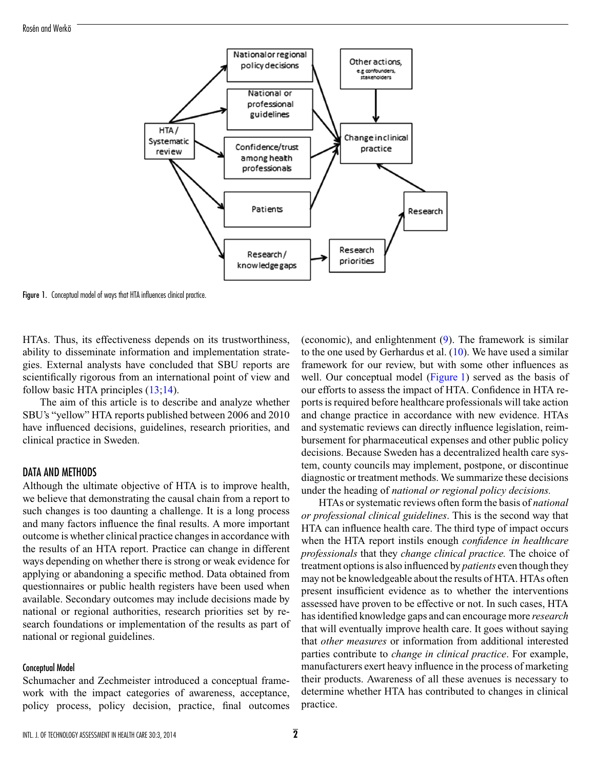National or regional policy decisions

National or professional guidelines

Other actions, e.g confounders, stakeholders

HTA / Systematic review

Confidence/trust among health professionals

Change in clinical practice

Patients

Research

Research / knowledge gaps

Research priorities

Figure 1. Conceptual model of ways that HTA influences clinical practice.

HTAs. Thus, its effectiveness depends on its trustworthiness, ability to disseminate information and implementation strategies. External analysts have concluded that SBU reports are scientifically rigorous from an international point of view and follow basic HTA principles (13;14).

The aim of this article is to describe and analyze whether SBU's "yellow" HTA reports published between 2006 and 2010 have influenced decisions, guidelines, research priorities, and clinical practice in Sweden.

## DATA AND METHODS

Although the ultimate objective of HTA is to improve health, we believe that demonstrating the causal chain from a report to such changes is too daunting a challenge. It is a long process and many factors influence the final results. A more important outcome is whether clinical practice changes in accordance with the results of an HTA report. Practice can change in different ways depending on whether there is strong or weak evidence for applying or abandoning a specific method. Data obtained from questionnaires or public health registers have been used when available. Secondary outcomes may include decisions made by national or regional authorities, research priorities set by research foundations or implementation of the results as part of national or regional guidelines.

### Conceptual Model

Schumacher and Zechmeister introduced a conceptual framework with the impact categories of awareness, acceptance, policy process, policy decision, practice, final outcomes (economic), and enlightenment (9). The framework is similar to the one used by Gerhardus et al. (10). We have used a similar framework for our review, but with some other influences as well. Our conceptual model (Figure 1) served as the basis of our efforts to assess the impact of HTA. Confidence in HTA reports is required before healthcare professionals will take action and change practice in accordance with new evidence. HTAs and systematic reviews can directly influence legislation, reimbursement for pharmaceutical expenses and other public policy decisions. Because Sweden has a decentralized health care system, county councils may implement, postpone, or discontinue diagnostic or treatment methods. We summarize these decisions under the heading of *national or regional policy decisions.*

HTAs or systematic reviews often form the basis of *national or professional clinical guidelines*. This is the second way that HTA can influence health care. The third type of impact occurs when the HTA report instils enough *confidence in healthcare professionals* that they *change clinical practice.* The choice of treatment options is also influenced by *patients* even though they may not be knowledgeable about the results of HTA. HTAs often present insufficient evidence as to whether the interventions assessed have proven to be effective or not. In such cases, HTA has identified knowledge gaps and can encourage more *research* that will eventually improve health care. It goes without saying that *other measures* or information from additional interested parties contribute to *change in clinical practice*. For example, manufacturers exert heavy influence in the process of marketing their products. Awareness of all these avenues is necessary to determine whether HTA has contributed to changes in clinical practice.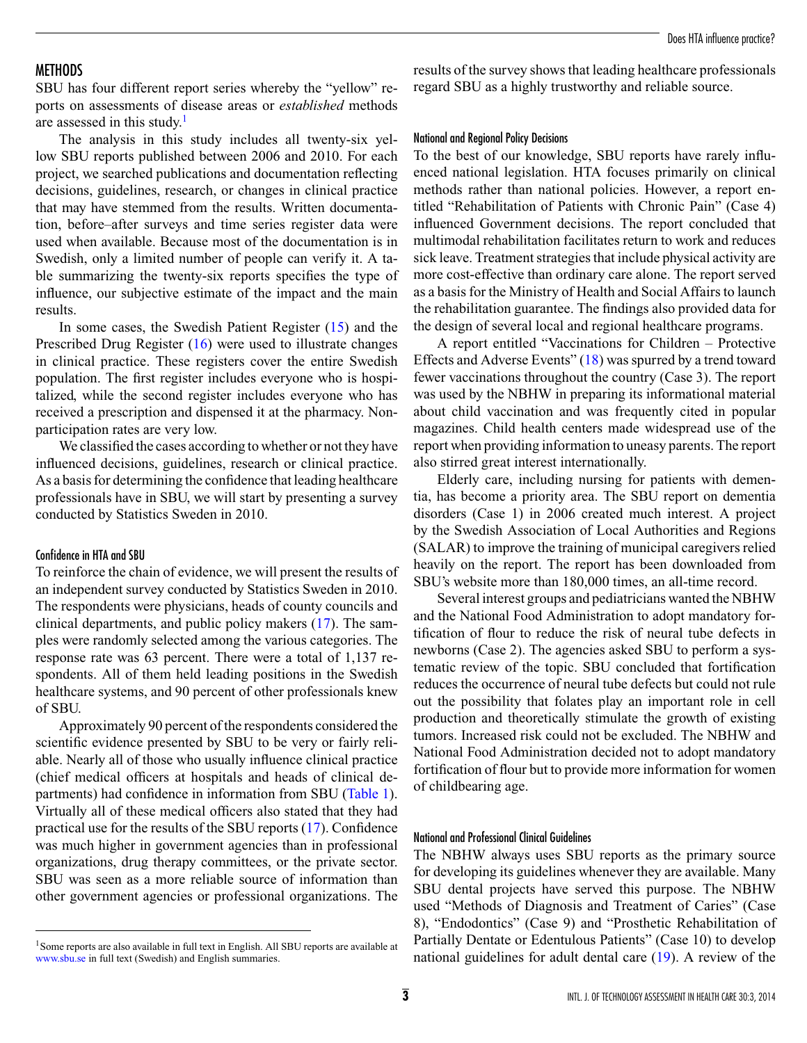## METHODS

SBU has four different report series whereby the "yellow" reports on assessments of disease areas or *established* methods are assessed in this study.[1]

The analysis in this study includes all twenty-six yellow SBU reports published between 2006 and 2010. For each project, we searched publications and documentation reflecting decisions, guidelines, research, or changes in clinical practice that may have stemmed from the results. Written documentation, before–after surveys and time series register data were used when available. Because most of the documentation is in Swedish, only a limited number of people can verify it. A table summarizing the twenty-six reports specifies the type of influence, our subjective estimate of the impact and the main results.

In some cases, the Swedish Patient Register (15) and the Prescribed Drug Register (16) were used to illustrate changes in clinical practice. These registers cover the entire Swedish population. The first register includes everyone who is hospitalized, while the second register includes everyone who has received a prescription and dispensed it at the pharmacy. Nonparticipation rates are very low.

We classified the cases according to whether or not they have influenced decisions, guidelines, research or clinical practice. As a basis for determining the confidence that leading healthcare professionals have in SBU, we will start by presenting a survey conducted by Statistics Sweden in 2010.

### Confidence in HTA and SBU

To reinforce the chain of evidence, we will present the results of an independent survey conducted by Statistics Sweden in 2010. The respondents were physicians, heads of county councils and clinical departments, and public policy makers (17). The samples were randomly selected among the various categories. The response rate was 63 percent. There were a total of 1,137 respondents. All of them held leading positions in the Swedish healthcare systems, and 90 percent of other professionals knew of SBU.

Approximately 90 percent of the respondents considered the scientific evidence presented by SBU to be very or fairly reliable. Nearly all of those who usually influence clinical practice (chief medical officers at hospitals and heads of clinical departments) had confidence in information from SBU (Table 1). Virtually all of these medical officers also stated that they had practical use for the results of the SBU reports (17). Confidence was much higher in government agencies than in professional organizations, drug therapy committees, or the private sector. SBU was seen as a more reliable source of information than other government agencies or professional organizations. The results of the survey shows that leading healthcare professionals regard SBU as a highly trustworthy and reliable source.

### National and Regional Policy Decisions

To the best of our knowledge, SBU reports have rarely influenced national legislation. HTA focuses primarily on clinical methods rather than national policies. However, a report entitled "Rehabilitation of Patients with Chronic Pain" (Case 4) influenced Government decisions. The report concluded that multimodal rehabilitation facilitates return to work and reduces sick leave. Treatment strategies that include physical activity are more cost-effective than ordinary care alone. The report served as a basis for the Ministry of Health and Social Affairs to launch the rehabilitation guarantee. The findings also provided data for the design of several local and regional healthcare programs.

A report entitled "Vaccinations for Children – Protective Effects and Adverse Events" (18) was spurred by a trend toward fewer vaccinations throughout the country (Case 3). The report was used by the NBHW in preparing its informational material about child vaccination and was frequently cited in popular magazines. Child health centers made widespread use of the report when providing information to uneasy parents. The report also stirred great interest internationally.

Elderly care, including nursing for patients with dementia, has become a priority area. The SBU report on dementia disorders (Case 1) in 2006 created much interest. A project by the Swedish Association of Local Authorities and Regions (SALAR) to improve the training of municipal caregivers relied heavily on the report. The report has been downloaded from SBU's website more than 180,000 times, an all-time record.

Several interest groups and pediatricians wanted the NBHW and the National Food Administration to adopt mandatory fortification of flour to reduce the risk of neural tube defects in newborns (Case 2). The agencies asked SBU to perform a systematic review of the topic. SBU concluded that fortification reduces the occurrence of neural tube defects but could not rule out the possibility that folates play an important role in cell production and theoretically stimulate the growth of existing tumors. Increased risk could not be excluded. The NBHW and National Food Administration decided not to adopt mandatory fortification of flour but to provide more information for women of childbearing age.

### National and Professional Clinical Guidelines

The NBHW always uses SBU reports as the primary source for developing its guidelines whenever they are available. Many SBU dental projects have served this purpose. The NBHW used "Methods of Diagnosis and Treatment of Caries" (Case 8), "Endodontics" (Case 9) and "Prosthetic Rehabilitation of Partially Dentate or Edentulous Patients" (Case 10) to develop national guidelines for adult dental care (19). A review of the

[1] Some reports are also available in full text in English. All SBU reports are available at www.sbu.se in full text (Swedish) and English summaries.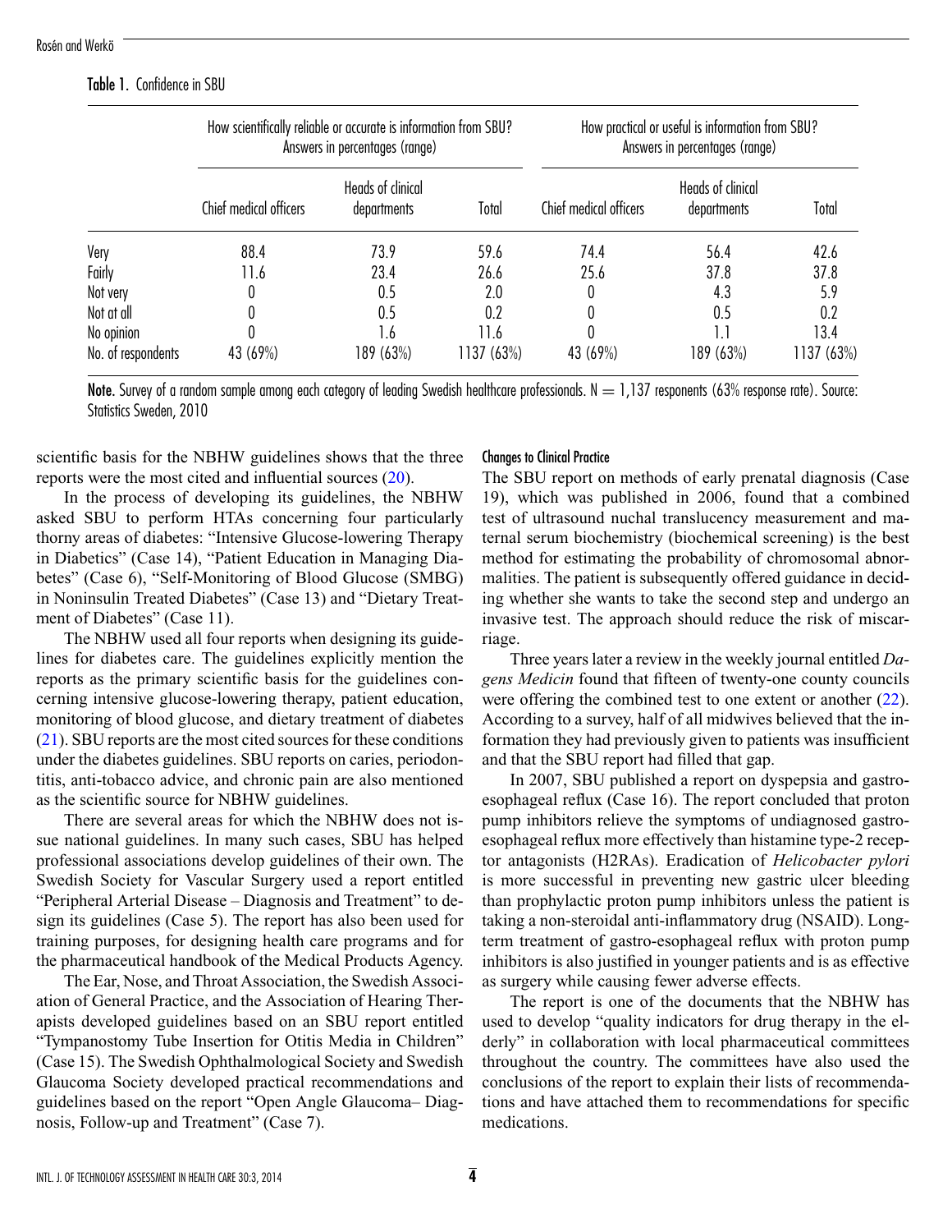Table 1. Confidence in SBU

| | How scientifically reliable or accurate is information from SBU? Answers in percentages (range) | | | How practical or useful is information from SBU? Answers in percentages (range) | | |
|---|---|---|---|---|---|---|
| | Chief medical officers | Heads of clinical departments | Total | Chief medical officers | Heads of clinical departments | Total |
| Very | 88.4 | 73.9 | 59.6 | 74.4 | 56.4 | 42.6 |
| Fairly | 11.6 | 23.4 | 26.6 | 25.6 | 37.8 | 37.8 |
| Not very | 0 | 0.5 | 2.0 | 0 | 4.3 | 5.9 |
| Not at all | 0 | 0.5 | 0.2 | 0 | 0.5 | 0.2 |
| No opinion | 0 | 1.6 | 11.6 | 0 | 1.1 | 13.4 |
| No. of respondents | 43 (69%) | 189 (63%) | 1137 (63%) | 43 (69%) | 189 (63%) | 1137 (63%) |

**Note.** Survey of a random sample among each category of leading Swedish healthcare professionals. N = 1,137 responents (63% response rate). Source: Statistics Sweden, 2010

scientific basis for the NBHW guidelines shows that the three reports were the most cited and influential sources (20).

In the process of developing its guidelines, the NBHW asked SBU to perform HTAs concerning four particularly thorny areas of diabetes: "Intensive Glucose-lowering Therapy in Diabetics" (Case 14), "Patient Education in Managing Diabetes" (Case 6), "Self-Monitoring of Blood Glucose (SMBG) in Noninsulin Treated Diabetes" (Case 13) and "Dietary Treatment of Diabetes" (Case 11).

The NBHW used all four reports when designing its guidelines for diabetes care. The guidelines explicitly mention the reports as the primary scientific basis for the guidelines concerning intensive glucose-lowering therapy, patient education, monitoring of blood glucose, and dietary treatment of diabetes (21). SBU reports are the most cited sources for these conditions under the diabetes guidelines. SBU reports on caries, periodontitis, anti-tobacco advice, and chronic pain are also mentioned as the scientific source for NBHW guidelines.

There are several areas for which the NBHW does not issue national guidelines. In many such cases, SBU has helped professional associations develop guidelines of their own. The Swedish Society for Vascular Surgery used a report entitled "Peripheral Arterial Disease – Diagnosis and Treatment" to design its guidelines (Case 5). The report has also been used for training purposes, for designing health care programs and for the pharmaceutical handbook of the Medical Products Agency.

The Ear, Nose, and Throat Association, the Swedish Association of General Practice, and the Association of Hearing Therapists developed guidelines based on an SBU report entitled "Tympanostomy Tube Insertion for Otitis Media in Children" (Case 15). The Swedish Ophthalmological Society and Swedish Glaucoma Society developed practical recommendations and guidelines based on the report "Open Angle Glaucoma– Diagnosis, Follow-up and Treatment" (Case 7).

#### Changes to Clinical Practice

The SBU report on methods of early prenatal diagnosis (Case 19), which was published in 2006, found that a combined test of ultrasound nuchal translucency measurement and maternal serum biochemistry (biochemical screening) is the best method for estimating the probability of chromosomal abnormalities. The patient is subsequently offered guidance in deciding whether she wants to take the second step and undergo an invasive test. The approach should reduce the risk of miscarriage.

Three years later a review in the weekly journal entitled *Dagens Medicin* found that fifteen of twenty-one county councils were offering the combined test to one extent or another (22). According to a survey, half of all midwives believed that the information they had previously given to patients was insufficient and that the SBU report had filled that gap.

In 2007, SBU published a report on dyspepsia and gastroesophageal reflux (Case 16). The report concluded that proton pump inhibitors relieve the symptoms of undiagnosed gastroesophageal reflux more effectively than histamine type-2 receptor antagonists (H2RAs). Eradication of *Helicobacter pylori* is more successful in preventing new gastric ulcer bleeding than prophylactic proton pump inhibitors unless the patient is taking a non-steroidal anti-inflammatory drug (NSAID). Longterm treatment of gastro-esophageal reflux with proton pump inhibitors is also justified in younger patients and is as effective as surgery while causing fewer adverse effects.

The report is one of the documents that the NBHW has used to develop "quality indicators for drug therapy in the elderly" in collaboration with local pharmaceutical committees throughout the country. The committees have also used the conclusions of the report to explain their lists of recommendations and have attached them to recommendations for specific medications.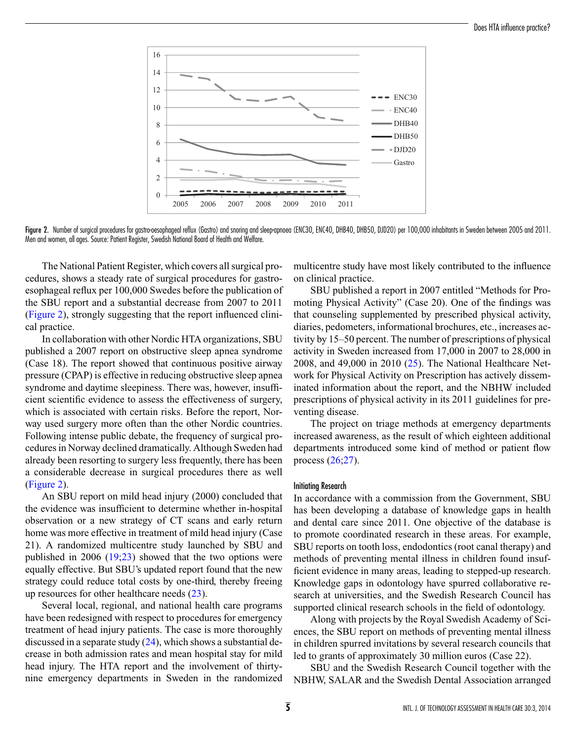Figure 2. Number of surgical procedures for gastro-oesophageal reflux (Gastro) and snoring and sleep-apnoea (ENC30, ENC40, DHB40, DHB50, DJD20) per 100,000 inhabitants in Sweden between 2005 and 2011. Men and women, all ages. Source: Patient Register, Swedish National Board of Health and Welfare.

The National Patient Register, which covers all surgical procedures, shows a steady rate of surgical procedures for gastroesophageal reflux per 100,000 Swedes before the publication of the SBU report and a substantial decrease from 2007 to 2011 (Figure 2), strongly suggesting that the report influenced clinical practice.

In collaboration with other Nordic HTA organizations, SBU published a 2007 report on obstructive sleep apnea syndrome (Case 18). The report showed that continuous positive airway pressure (CPAP) is effective in reducing obstructive sleep apnea syndrome and daytime sleepiness. There was, however, insufficient scientific evidence to assess the effectiveness of surgery, which is associated with certain risks. Before the report, Norway used surgery more often than the other Nordic countries. Following intense public debate, the frequency of surgical procedures in Norway declined dramatically. Although Sweden had already been resorting to surgery less frequently, there has been a considerable decrease in surgical procedures there as well (Figure 2).

An SBU report on mild head injury (2000) concluded that the evidence was insufficient to determine whether in-hospital observation or a new strategy of CT scans and early return home was more effective in treatment of mild head injury (Case 21). A randomized multicentre study launched by SBU and published in 2006 (19;23) showed that the two options were equally effective. But SBU's updated report found that the new strategy could reduce total costs by one-third, thereby freeing up resources for other healthcare needs (23).

Several local, regional, and national health care programs have been redesigned with respect to procedures for emergency treatment of head injury patients. The case is more thoroughly discussed in a separate study (24), which shows a substantial decrease in both admission rates and mean hospital stay for mild head injury. The HTA report and the involvement of thirty-nine emergency departments in Sweden in the randomized multicentre study have most likely contributed to the influence on clinical practice.

SBU published a report in 2007 entitled "Methods for Promoting Physical Activity" (Case 20). One of the findings was that counseling supplemented by prescribed physical activity, diaries, pedometers, informational brochures, etc., increases activity by 15–50 percent. The number of prescriptions of physical activity in Sweden increased from 17,000 in 2007 to 28,000 in 2008, and 49,000 in 2010 (25). The National Healthcare Network for Physical Activity on Prescription has actively disseminated information about the report, and the NBHW included prescriptions of physical activity in its 2011 guidelines for preventing disease.

The project on triage methods at emergency departments increased awareness, as the result of which eighteen additional departments introduced some kind of method or patient flow process (26;27).

### Initiating Research

In accordance with a commission from the Government, SBU has been developing a database of knowledge gaps in health and dental care since 2011. One objective of the database is to promote coordinated research in these areas. For example, SBU reports on tooth loss, endodontics (root canal therapy) and methods of preventing mental illness in children found insufficient evidence in many areas, leading to stepped-up research. Knowledge gaps in odontology have spurred collaborative research at universities, and the Swedish Research Council has supported clinical research schools in the field of odontology.

Along with projects by the Royal Swedish Academy of Sciences, the SBU report on methods of preventing mental illness in children spurred invitations by several research councils that led to grants of approximately 30 million euros (Case 22).

SBU and the Swedish Research Council together with the NBHW, SALAR and the Swedish Dental Association arranged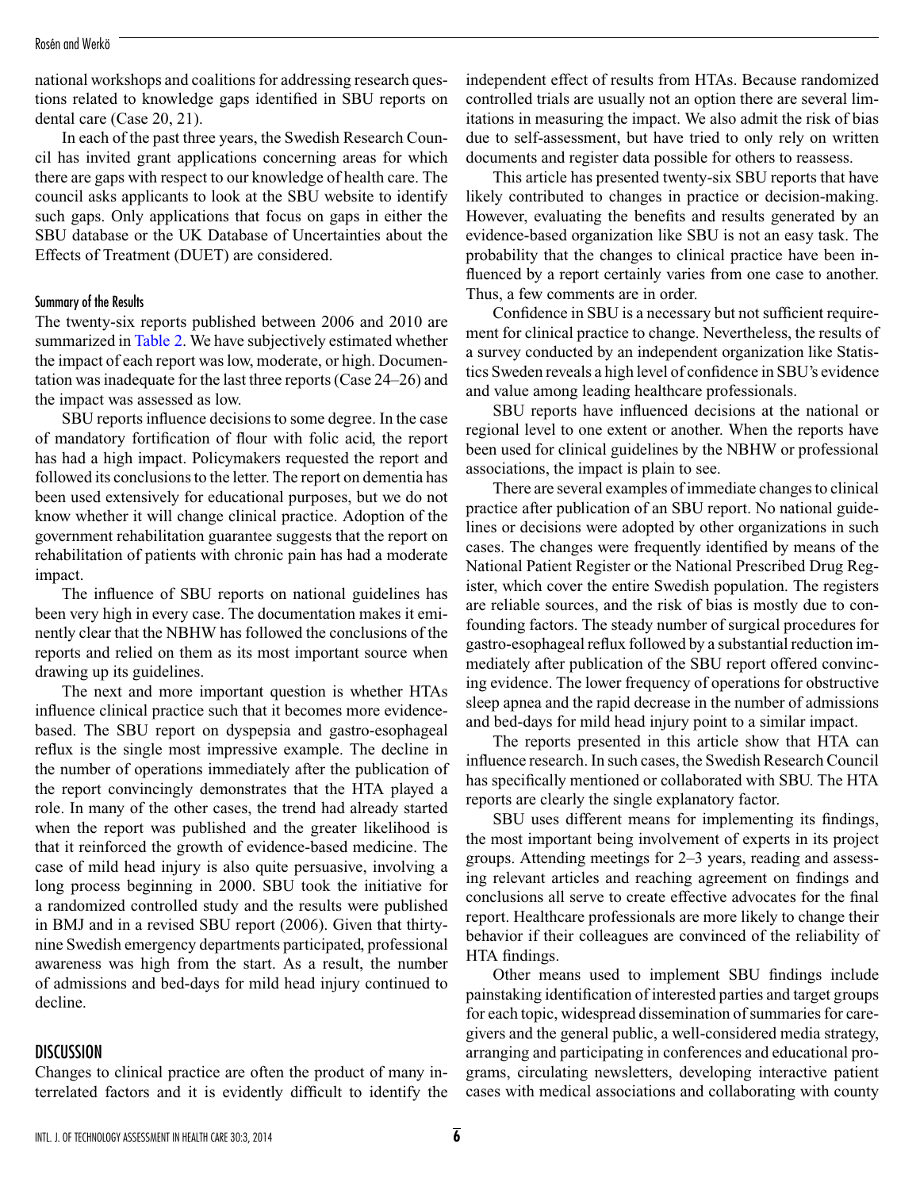national workshops and coalitions for addressing research questions related to knowledge gaps identified in SBU reports on dental care (Case 20, 21).

In each of the past three years, the Swedish Research Council has invited grant applications concerning areas for which there are gaps with respect to our knowledge of health care. The council asks applicants to look at the SBU website to identify such gaps. Only applications that focus on gaps in either the SBU database or the UK Database of Uncertainties about the Effects of Treatment (DUET) are considered.

### Summary of the Results

The twenty-six reports published between 2006 and 2010 are summarized in Table 2. We have subjectively estimated whether the impact of each report was low, moderate, or high. Documentation was inadequate for the last three reports (Case 24–26) and the impact was assessed as low.

SBU reports influence decisions to some degree. In the case of mandatory fortification of flour with folic acid, the report has had a high impact. Policymakers requested the report and followed its conclusions to the letter. The report on dementia has been used extensively for educational purposes, but we do not know whether it will change clinical practice. Adoption of the government rehabilitation guarantee suggests that the report on rehabilitation of patients with chronic pain has had a moderate impact.

The influence of SBU reports on national guidelines has been very high in every case. The documentation makes it eminently clear that the NBHW has followed the conclusions of the reports and relied on them as its most important source when drawing up its guidelines.

The next and more important question is whether HTAs influence clinical practice such that it becomes more evidence-based. The SBU report on dyspepsia and gastro-esophageal reflux is the single most impressive example. The decline in the number of operations immediately after the publication of the report convincingly demonstrates that the HTA played a role. In many of the other cases, the trend had already started when the report was published and the greater likelihood is that it reinforced the growth of evidence-based medicine. The case of mild head injury is also quite persuasive, involving a long process beginning in 2000. SBU took the initiative for a randomized controlled study and the results were published in BMJ and in a revised SBU report (2006). Given that thirty-nine Swedish emergency departments participated, professional awareness was high from the start. As a result, the number of admissions and bed-days for mild head injury continued to decline.

## DISCUSSION

Changes to clinical practice are often the product of many interrelated factors and it is evidently difficult to identify the independent effect of results from HTAs. Because randomized controlled trials are usually not an option there are several limitations in measuring the impact. We also admit the risk of bias due to self-assessment, but have tried to only rely on written documents and register data possible for others to reassess.

This article has presented twenty-six SBU reports that have likely contributed to changes in practice or decision-making. However, evaluating the benefits and results generated by an evidence-based organization like SBU is not an easy task. The probability that the changes to clinical practice have been influenced by a report certainly varies from one case to another. Thus, a few comments are in order.

Confidence in SBU is a necessary but not sufficient requirement for clinical practice to change. Nevertheless, the results of a survey conducted by an independent organization like Statistics Sweden reveals a high level of confidence in SBU's evidence and value among leading healthcare professionals.

SBU reports have influenced decisions at the national or regional level to one extent or another. When the reports have been used for clinical guidelines by the NBHW or professional associations, the impact is plain to see.

There are several examples of immediate changes to clinical practice after publication of an SBU report. No national guidelines or decisions were adopted by other organizations in such cases. The changes were frequently identified by means of the National Patient Register or the National Prescribed Drug Register, which cover the entire Swedish population. The registers are reliable sources, and the risk of bias is mostly due to confounding factors. The steady number of surgical procedures for gastro-esophageal reflux followed by a substantial reduction immediately after publication of the SBU report offered convincing evidence. The lower frequency of operations for obstructive sleep apnea and the rapid decrease in the number of admissions and bed-days for mild head injury point to a similar impact.

The reports presented in this article show that HTA can influence research. In such cases, the Swedish Research Council has specifically mentioned or collaborated with SBU. The HTA reports are clearly the single explanatory factor.

SBU uses different means for implementing its findings, the most important being involvement of experts in its project groups. Attending meetings for 2–3 years, reading and assessing relevant articles and reaching agreement on findings and conclusions all serve to create effective advocates for the final report. Healthcare professionals are more likely to change their behavior if their colleagues are convinced of the reliability of HTA findings.

Other means used to implement SBU findings include painstaking identification of interested parties and target groups for each topic, widespread dissemination of summaries for caregivers and the general public, a well-considered media strategy, arranging and participating in conferences and educational programs, circulating newsletters, developing interactive patient cases with medical associations and collaborating with county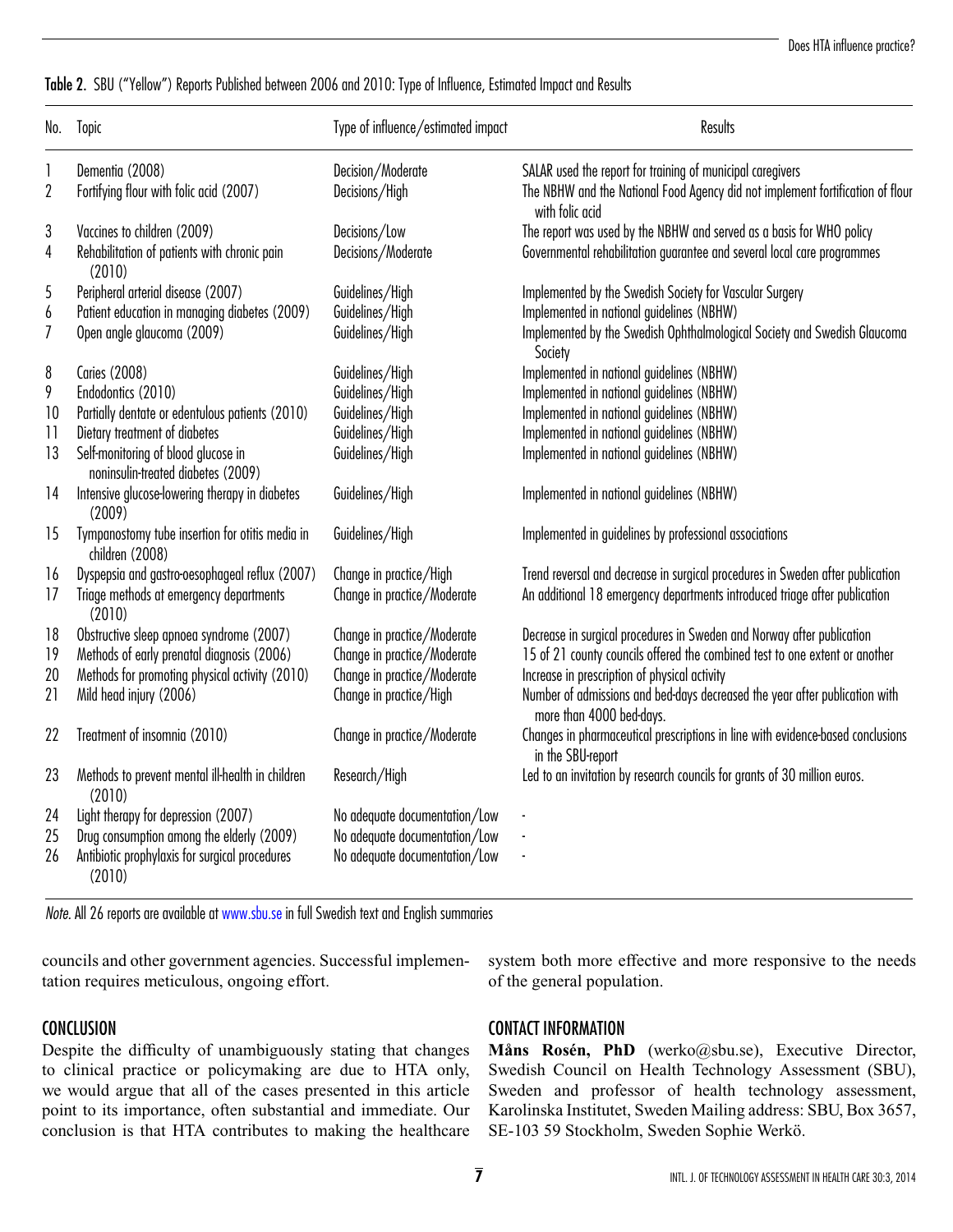Table 2. SBU ("Yellow") Reports Published between 2006 and 2010: Type of Influence, Estimated Impact and Results

| No. | Topic | Type of influence/estimated impact | Results |
|---|---|---|---|
| 1 | Dementia (2008) | Decision/Moderate | SALAR used the report for training of municipal caregivers |
| 2 | Fortifying flour with folic acid (2007) | Decisions/High | The NBHW and the National Food Agency did not implement fortification of flour with folic acid |
| 3 | Vaccines to children (2009) | Decisions/Low | The report was used by the NBHW and served as a basis for WHO policy |
| 4 | Rehabilitation of patients with chronic pain (2010) | Decisions/Moderate | Governmental rehabilitation guarantee and several local care programmes |
| 5 | Peripheral arterial disease (2007) | Guidelines/High | Implemented by the Swedish Society for Vascular Surgery |
| 6 | Patient education in managing diabetes (2009) | Guidelines/High | Implemented in national guidelines (NBHW) |
| 7 | Open angle glaucoma (2009) | Guidelines/High | Implemented by the Swedish Ophthalmological Society and Swedish Glaucoma Society |
| 8 | Caries (2008) | Guidelines/High | Implemented in national guidelines (NBHW) |
| 9 | Endodontics (2010) | Guidelines/High | Implemented in national guidelines (NBHW) |
| 10 | Partially dentate or edentulous patients (2010) | Guidelines/High | Implemented in national guidelines (NBHW) |
| 11 | Dietary treatment of diabetes | Guidelines/High | Implemented in national guidelines (NBHW) |
| 13 | Self-monitoring of blood glucose in noninsulin-treated diabetes (2009) | Guidelines/High | Implemented in national guidelines (NBHW) |
| 14 | Intensive glucose-lowering therapy in diabetes (2009) | Guidelines/High | Implemented in national guidelines (NBHW) |
| 15 | Tympanostomy tube insertion for otitis media in children (2008) | Guidelines/High | Implemented in guidelines by professional associations |
| 16 | Dyspepsia and gastro-oesophageal reflux (2007) | Change in practice/High | Trend reversal and decrease in surgical procedures in Sweden after publication |
| 17 | Triage methods at emergency departments (2010) | Change in practice/Moderate | An additional 18 emergency departments introduced triage after publication |
| 18 | Obstructive sleep apnoea syndrome (2007) | Change in practice/Moderate | Decrease in surgical procedures in Sweden and Norway after publication |
| 19 | Methods of early prenatal diagnosis (2006) | Change in practice/Moderate | 15 of 21 county councils offered the combined test to one extent or another |
| 20 | Methods for promoting physical activity (2010) | Change in practice/Moderate | Increase in prescription of physical activity |
| 21 | Mild head injury (2006) | Change in practice/High | Number of admissions and bed-days decreased the year after publication with more than 4000 bed-days. |
| 22 | Treatment of insomnia (2010) | Change in practice/Moderate | Changes in pharmaceutical prescriptions in line with evidence-based conclusions in the SBU-report |
| 23 | Methods to prevent mental ill-health in children (2010) | Research/High | Led to an invitation by research councils for grants of 30 million euros. |
| 24 | Light therapy for depression (2007) | No adequate documentation/Low | - |
| 25 | Drug consumption among the elderly (2009) | No adequate documentation/Low | - |
| 26 | Antibiotic prophylaxis for surgical procedures (2010) | No adequate documentation/Low | - |

*Note.* All 26 reports are available at www.sbu.se in full Swedish text and English summaries

councils and other government agencies. Successful implementation requires meticulous, ongoing effort.

## CONCLUSION

Despite the difficulty of unambiguously stating that changes to clinical practice or policymaking are due to HTA only, we would argue that all of the cases presented in this article point to its importance, often substantial and immediate. Our conclusion is that HTA contributes to making the healthcare system both more effective and more responsive to the needs of the general population.

## CONTACT INFORMATION

**Måns Rosén, PhD** (werko@sbu.se), Executive Director, Swedish Council on Health Technology Assessment (SBU), Sweden and professor of health technology assessment, Karolinska Institutet, Sweden Mailing address: SBU, Box 3657, SE-103 59 Stockholm, Sweden Sophie Werkö.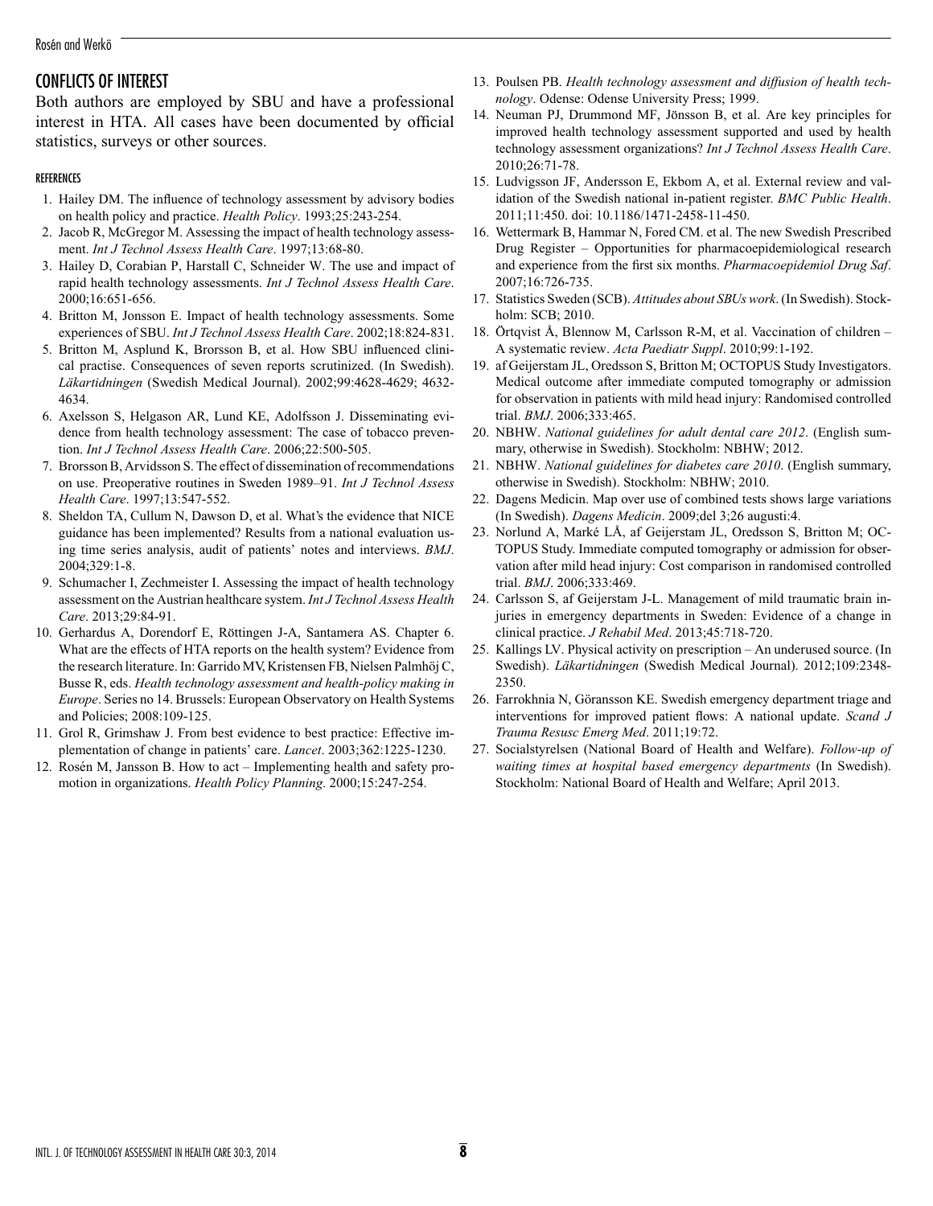## CONFLICTS OF INTEREST

Both authors are employed by SBU and have a professional interest in HTA. All cases have been documented by official statistics, surveys or other sources.

### REFERENCES

1. Hailey DM. The influence of technology assessment by advisory bodies on health policy and practice. *Health Policy*. 1993;25:243-254.
2. Jacob R, McGregor M. Assessing the impact of health technology assessment. *Int J Technol Assess Health Care*. 1997;13:68-80.
3. Hailey D, Corabian P, Harstall C, Schneider W. The use and impact of rapid health technology assessments. *Int J Technol Assess Health Care*. 2000;16:651-656.
4. Britton M, Jonsson E. Impact of health technology assessments. Some experiences of SBU. *Int J Technol Assess Health Care*. 2002;18:824-831.
5. Britton M, Asplund K, Brorsson B, et al. How SBU influenced clinical practise. Consequences of seven reports scrutinized. (In Swedish). *Läkartidningen* (Swedish Medical Journal). 2002;99:4628-4629; 4632-4634.
6. Axelsson S, Helgason AR, Lund KE, Adolfsson J. Disseminating evidence from health technology assessment: The case of tobacco prevention. *Int J Technol Assess Health Care*. 2006;22:500-505.
7. Brorsson B, Arvidsson S. The effect of dissemination of recommendations on use. Preoperative routines in Sweden 1989–91. *Int J Technol Assess Health Care*. 1997;13:547-552.
8. Sheldon TA, Cullum N, Dawson D, et al. What's the evidence that NICE guidance has been implemented? Results from a national evaluation using time series analysis, audit of patients' notes and interviews. *BMJ*. 2004;329:1-8.
9. Schumacher I, Zechmeister I. Assessing the impact of health technology assessment on the Austrian healthcare system. *Int J Technol Assess Health Care*. 2013;29:84-91.
10. Gerhardus A, Dorendorf E, Röttingen J-A, Santamera AS. Chapter 6. What are the effects of HTA reports on the health system? Evidence from the research literature. In: Garrido MV, Kristensen FB, Nielsen Palmhöj C, Busse R, eds. *Health technology assessment and health-policy making in Europe*. Series no 14. Brussels: European Observatory on Health Systems and Policies; 2008:109-125.
11. Grol R, Grimshaw J. From best evidence to best practice: Effective implementation of change in patients' care. *Lancet*. 2003;362:1225-1230.
12. Rosén M, Jansson B. How to act – Implementing health and safety promotion in organizations. *Health Policy Planning*. 2000;15:247-254.
13. Poulsen PB. *Health technology assessment and diffusion of health technology*. Odense: Odense University Press; 1999.
14. Neuman PJ, Drummond MF, Jönsson B, et al. Are key principles for improved health technology assessment supported and used by health technology assessment organizations? *Int J Technol Assess Health Care*. 2010;26:71-78.
15. Ludvigsson JF, Andersson E, Ekbom A, et al. External review and validation of the Swedish national in-patient register. *BMC Public Health*. 2011;11:450. doi: 10.1186/1471-2458-11-450.
16. Wettermark B, Hammar N, Fored CM. et al. The new Swedish Prescribed Drug Register – Opportunities for pharmacoepidemiological research and experience from the first six months. *Pharmacoepidemiol Drug Saf*. 2007;16:726-735.
17. Statistics Sweden (SCB). *Attitudes about SBUs work*. (In Swedish). Stockholm: SCB; 2010.
18. Örtqvist Å, Blennow M, Carlsson R-M, et al. Vaccination of children – A systematic review. *Acta Paediatr Suppl*. 2010;99:1-192.
19. af Geijerstam JL, Oredsson S, Britton M; OCTOPUS Study Investigators. Medical outcome after immediate computed tomography or admission for observation in patients with mild head injury: Randomised controlled trial. *BMJ*. 2006;333:465.
20. NBHW. *National guidelines for adult dental care 2012*. (English summary, otherwise in Swedish). Stockholm: NBHW; 2012.
21. NBHW. *National guidelines for diabetes care 2010*. (English summary, otherwise in Swedish). Stockholm: NBHW; 2010.
22. Dagens Medicin. Map over use of combined tests shows large variations (In Swedish). *Dagens Medicin*. 2009;del 3;26 augusti:4.
23. Norlund A, Marké LÅ, af Geijerstam JL, Oredsson S, Britton M; OCTOPUS Study. Immediate computed tomography or admission for observation after mild head injury: Cost comparison in randomised controlled trial. *BMJ*. 2006;333:469.
24. Carlsson S, af Geijerstam J-L. Management of mild traumatic brain injuries in emergency departments in Sweden: Evidence of a change in clinical practice. *J Rehabil Med*. 2013;45:718-720.
25. Kallings LV. Physical activity on prescription – An underused source. (In Swedish). *Läkartidningen* (Swedish Medical Journal). 2012;109:2348-2350.
26. Farrokhnia N, Göransson KE. Swedish emergency department triage and interventions for improved patient flows: A national update. *Scand J Trauma Resusc Emerg Med*. 2011;19:72.
27. Socialstyrelsen (National Board of Health and Welfare). *Follow-up of waiting times at hospital based emergency departments* (In Swedish). Stockholm: National Board of Health and Welfare; April 2013.